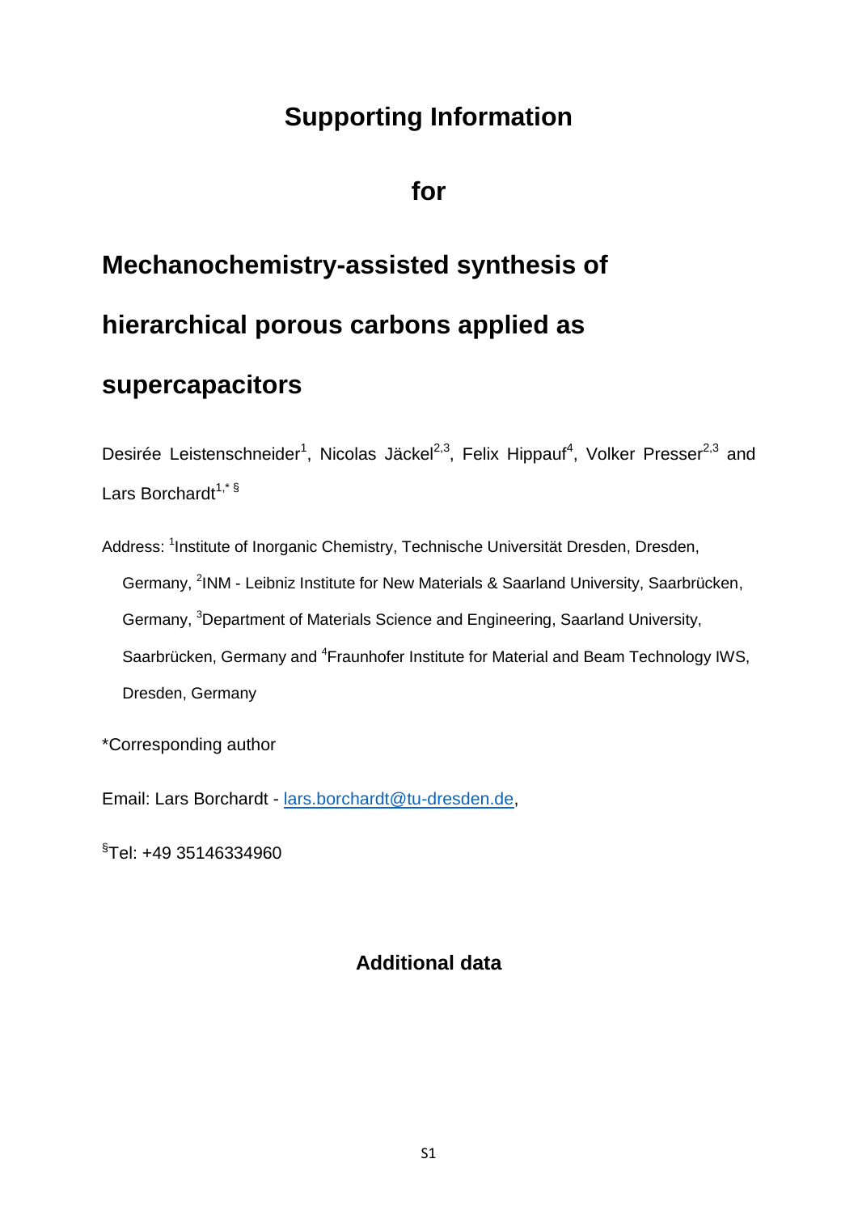# Supporting Information

# for

# Mechanochemistry-assisted synthesis of hierarchical porous carbons applied as supercapacitors

Desirée Leistenschneider[1], Nicolas Jäckel[2,3], Felix Hippauf[4], Volker Presser[2,3] and Lars Borchardt[1,* §]

Address: [1]Institute of Inorganic Chemistry, Technische Universität Dresden, Dresden, Germany, [2]INM - Leibniz Institute for New Materials & Saarland University, Saarbrücken, Germany, [3]Department of Materials Science and Engineering, Saarland University, Saarbrücken, Germany and [4]Fraunhofer Institute for Material and Beam Technology IWS, Dresden, Germany

*Corresponding author

Email: Lars Borchardt - lars.borchardt@tu-dresden.de,

[§]Tel: +49 35146334960

## Additional data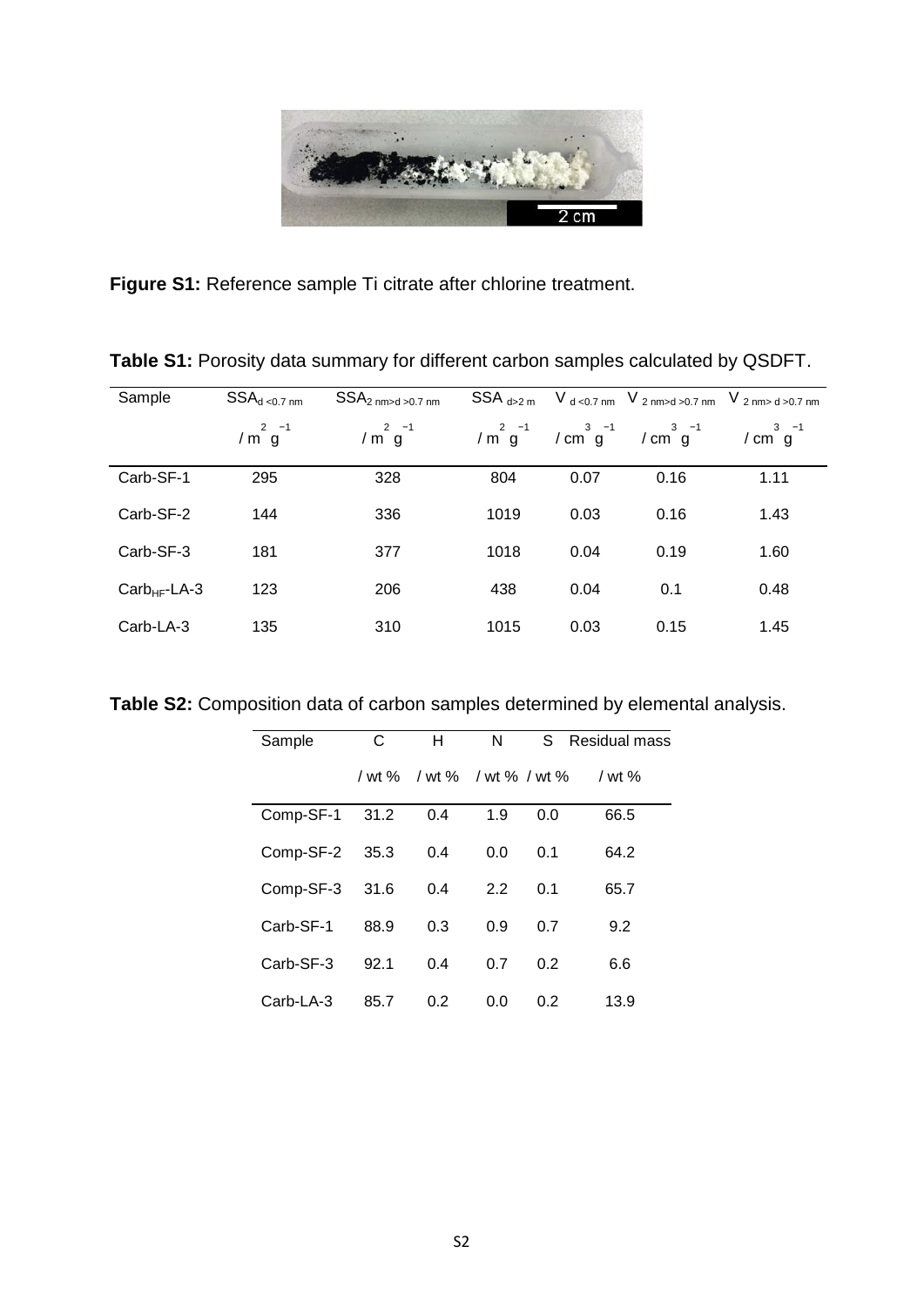**Figure S1:** Reference sample Ti citrate after chlorine treatment.

**Table S1:** Porosity data summary for different carbon samples calculated by QSDFT.

| Sample | $SSA_{d<0.7\ nm}$ / $m^2\ g^{-1}$ | $SSA_{2\ nm>d>0.7\ nm}$ / $m^2\ g^{-1}$ | $SSA_{d>2\ m}$ / $m^2\ g^{-1}$ | $V_{d<0.7\ nm}$ / $cm^3\ g^{-1}$ | $V_{2\ nm>d>0.7\ nm}$ / $cm^3\ g^{-1}$ | $V_{2\ nm>d>0.7\ nm}$ / $cm^3\ g^{-1}$ |
|---|---|---|---|---|---|---|
| Carb-SF-1 | 295 | 328 | 804 | 0.07 | 0.16 | 1.11 |
| Carb-SF-2 | 144 | 336 | 1019 | 0.03 | 0.16 | 1.43 |
| Carb-SF-3 | 181 | 377 | 1018 | 0.04 | 0.19 | 1.60 |
| $Carb_{HF}$-LA-3 | 123 | 206 | 438 | 0.04 | 0.1 | 0.48 |
| Carb-LA-3 | 135 | 310 | 1015 | 0.03 | 0.15 | 1.45 |

**Table S2:** Composition data of carbon samples determined by elemental analysis.

| Sample | C / wt % | H / wt % | N / wt % | S / wt % | Residual mass / wt % |
|---|---|---|---|---|---|
| Comp-SF-1 | 31.2 | 0.4 | 1.9 | 0.0 | 66.5 |
| Comp-SF-2 | 35.3 | 0.4 | 0.0 | 0.1 | 64.2 |
| Comp-SF-3 | 31.6 | 0.4 | 2.2 | 0.1 | 65.7 |
| Carb-SF-1 | 88.9 | 0.3 | 0.9 | 0.7 | 9.2 |
| Carb-SF-3 | 92.1 | 0.4 | 0.7 | 0.2 | 6.6 |
| Carb-LA-3 | 85.7 | 0.2 | 0.0 | 0.2 | 13.9 |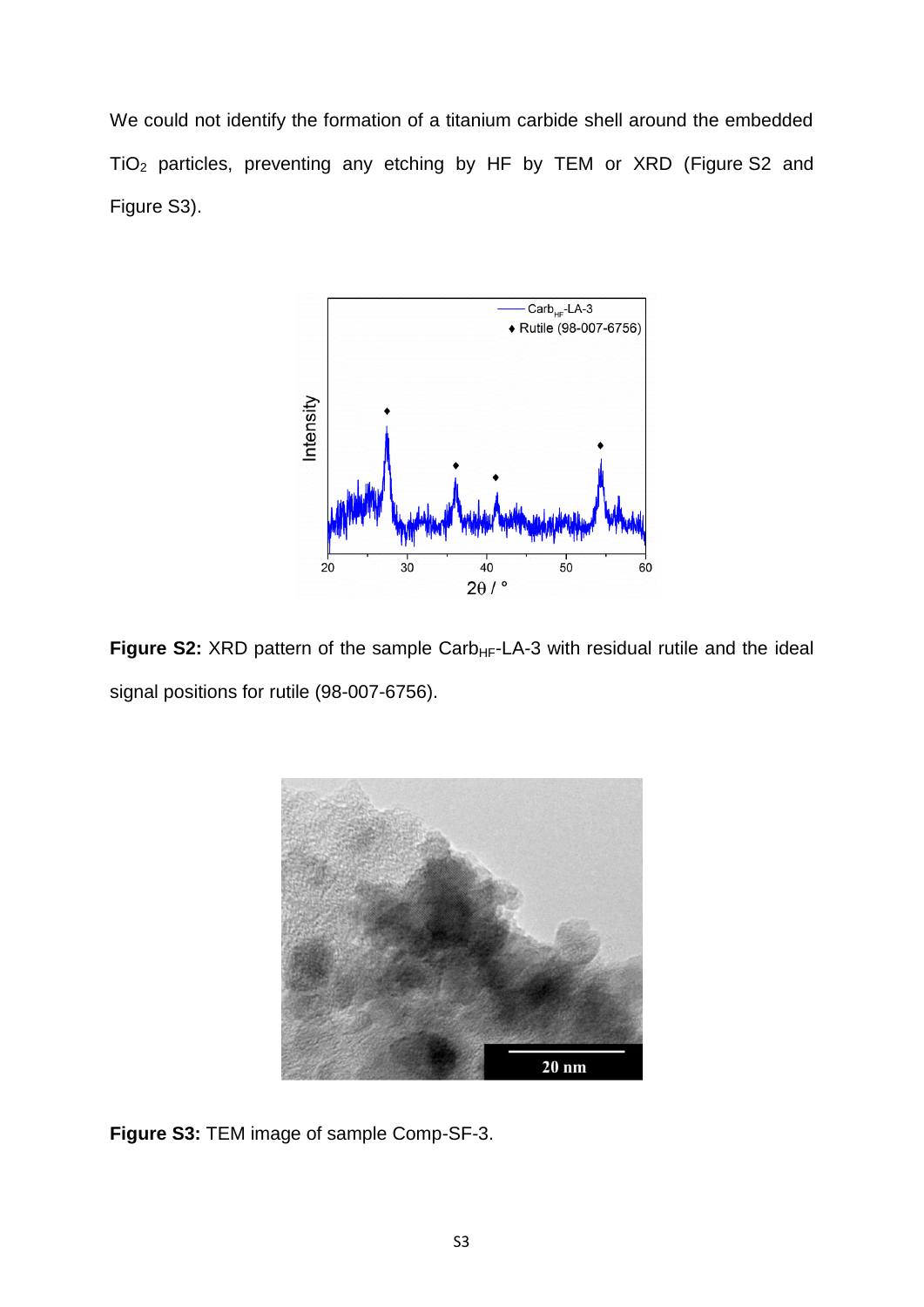We could not identify the formation of a titanium carbide shell around the embedded $TiO_2$ particles, preventing any etching by HF by TEM or XRD (Figure S2 and Figure S3).

Carb$_{HF}$-LA-3
♦ Rutile (98-007-6756)
Intensity
20
30
40
50
60
2θ / °

**Figure S2:** XRD pattern of the sample Carb$_{HF}$-LA-3 with residual rutile and the ideal signal positions for rutile (98-007-6756).

20 nm

**Figure S3:** TEM image of sample Comp-SF-3.